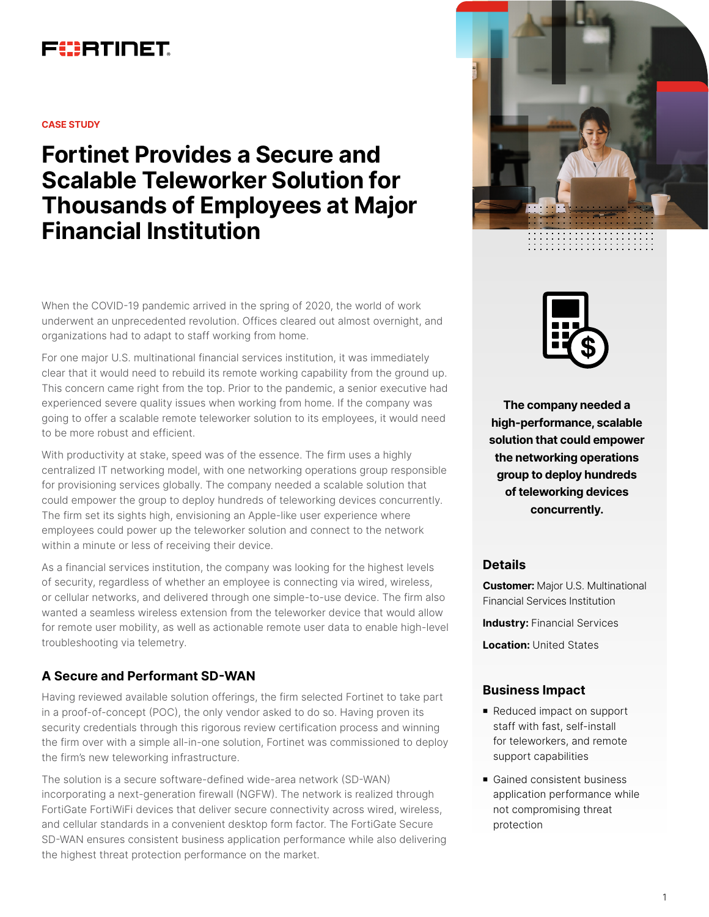CASE STUDY

# Fortinet Provides a Secure and Scalable Teleworker Solution for Thousands of Employees at Major Financial Institution

When the COVID-19 pandemic arrived in the spring of 2020, the world of work underwent an unprecedented revolution. Offices cleared out almost overnight, and organizations had to adapt to staff working from home.

For one major U.S. multinational financial services institution, it was immediately clear that it would need to rebuild its remote working capability from the ground up. This concern came right from the top. Prior to the pandemic, a senior executive had experienced severe quality issues when working from home. If the company was going to offer a scalable remote teleworker solution to its employees, it would need to be more robust and efficient.

With productivity at stake, speed was of the essence. The firm uses a highly centralized IT networking model, with one networking operations group responsible for provisioning services globally. The company needed a scalable solution that could empower the group to deploy hundreds of teleworking devices concurrently. The firm set its sights high, envisioning an Apple-like user experience where employees could power up the teleworker solution and connect to the network within a minute or less of receiving their device.

As a financial services institution, the company was looking for the highest levels of security, regardless of whether an employee is connecting via wired, wireless, or cellular networks, and delivered through one simple-to-use device. The firm also wanted a seamless wireless extension from the teleworker device that would allow for remote user mobility, as well as actionable remote user data to enable high-level troubleshooting via telemetry.

## A Secure and Performant SD-WAN

Having reviewed available solution offerings, the firm selected Fortinet to take part in a proof-of-concept (POC), the only vendor asked to do so. Having proven its security credentials through this rigorous review certification process and winning the firm over with a simple all-in-one solution, Fortinet was commissioned to deploy the firm's new teleworking infrastructure.

The solution is a secure software-defined wide-area network (SD-WAN) incorporating a next-generation firewall (NGFW). The network is realized through FortiGate FortiWiFi devices that deliver secure connectivity across wired, wireless, and cellular standards in a convenient desktop form factor. The FortiGate Secure SD-WAN ensures consistent business application performance while also delivering the highest threat protection performance on the market.

**The company needed a high-performance, scalable solution that could empower the networking operations group to deploy hundreds of teleworking devices concurrently.**

## Details

**Customer:** Major U.S. Multinational Financial Services Institution

**Industry:** Financial Services

**Location:** United States

## Business Impact

- Reduced impact on support staff with fast, self-install for teleworkers, and remote support capabilities
- Gained consistent business application performance while not compromising threat protection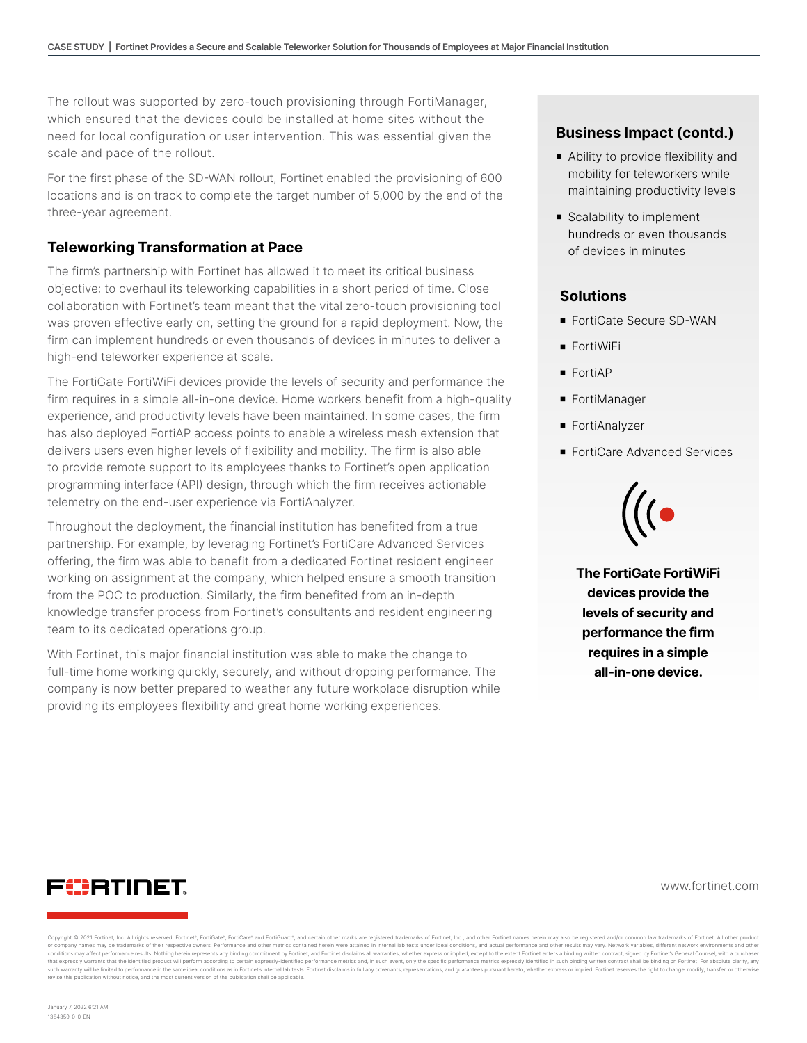The rollout was supported by zero-touch provisioning through FortiManager, which ensured that the devices could be installed at home sites without the need for local configuration or user intervention. This was essential given the scale and pace of the rollout.

For the first phase of the SD-WAN rollout, Fortinet enabled the provisioning of 600 locations and is on track to complete the target number of 5,000 by the end of the three-year agreement.

## Teleworking Transformation at Pace

The firm's partnership with Fortinet has allowed it to meet its critical business objective: to overhaul its teleworking capabilities in a short period of time. Close collaboration with Fortinet's team meant that the vital zero-touch provisioning tool was proven effective early on, setting the ground for a rapid deployment. Now, the firm can implement hundreds or even thousands of devices in minutes to deliver a high-end teleworker experience at scale.

The FortiGate FortiWiFi devices provide the levels of security and performance the firm requires in a simple all-in-one device. Home workers benefit from a high-quality experience, and productivity levels have been maintained. In some cases, the firm has also deployed FortiAP access points to enable a wireless mesh extension that delivers users even higher levels of flexibility and mobility. The firm is also able to provide remote support to its employees thanks to Fortinet's open application programming interface (API) design, through which the firm receives actionable telemetry on the end-user experience via FortiAnalyzer.

Throughout the deployment, the financial institution has benefited from a true partnership. For example, by leveraging Fortinet's FortiCare Advanced Services offering, the firm was able to benefit from a dedicated Fortinet resident engineer working on assignment at the company, which helped ensure a smooth transition from the POC to production. Similarly, the firm benefited from an in-depth knowledge transfer process from Fortinet's consultants and resident engineering team to its dedicated operations group.

With Fortinet, this major financial institution was able to make the change to full-time home working quickly, securely, and without dropping performance. The company is now better prepared to weather any future workplace disruption while providing its employees flexibility and great home working experiences.

### Business Impact (contd.)

- Ability to provide flexibility and mobility for teleworkers while maintaining productivity levels
- Scalability to implement hundreds or even thousands of devices in minutes

### Solutions

- FortiGate Secure SD-WAN
- FortiWiFi
- FortiAP
- FortiManager
- FortiAnalyzer
- FortiCare Advanced Services

**The FortiGate FortiWiFi devices provide the levels of security and performance the firm requires in a simple all-in-one device.**

www.fortinet.com

Copyright © 2021 Fortinet, Inc. All rights reserved. Fortinet®, FortiGate®, FortiCare® and FortiGuard®, and certain other marks are registered trademarks of Fortinet, Inc., and other Fortinet names herein may also be registered and/or common law trademarks of Fortinet. All other product or company names may be trademarks of their respective owners. Performance and other metrics contained herein were attained in internal lab tests under ideal conditions, and actual performance and other results may vary. Network variables, different network environments and other conditions may affect performance results. Nothing herein represents any binding commitment by Fortinet, and Fortinet disclaims all warranties, whether express or implied, except to the extent Fortinet enters a binding written contract, signed by Fortinet's General Counsel, with a purchaser that expressly warrants that the identified product will perform according to certain expressly-identified performance metrics and, in such event, only the specific performance metrics expressly identified in such binding written contract shall be binding on Fortinet. For absolute clarity, any such warranty will be limited to performance in the same ideal conditions as in Fortinet's internal lab tests. Fortinet disclaims in full any covenants, representations, and guarantees pursuant hereto, whether express or implied. Fortinet reserves the right to change, modify, transfer, or otherwise revise this publication without notice, and the most current version of the publication shall be applicable.

January 7, 2022 6:21 AM
1384359-0-0-EN